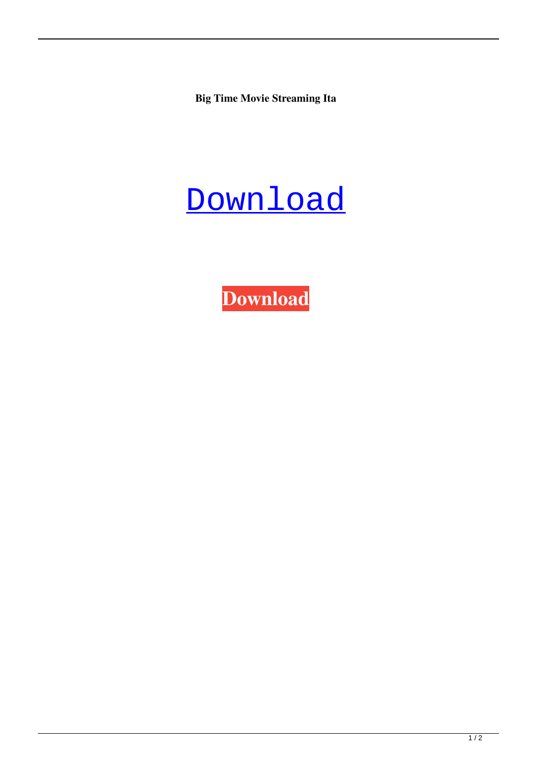**Big Time Movie Streaming Ita**

Download

**Download**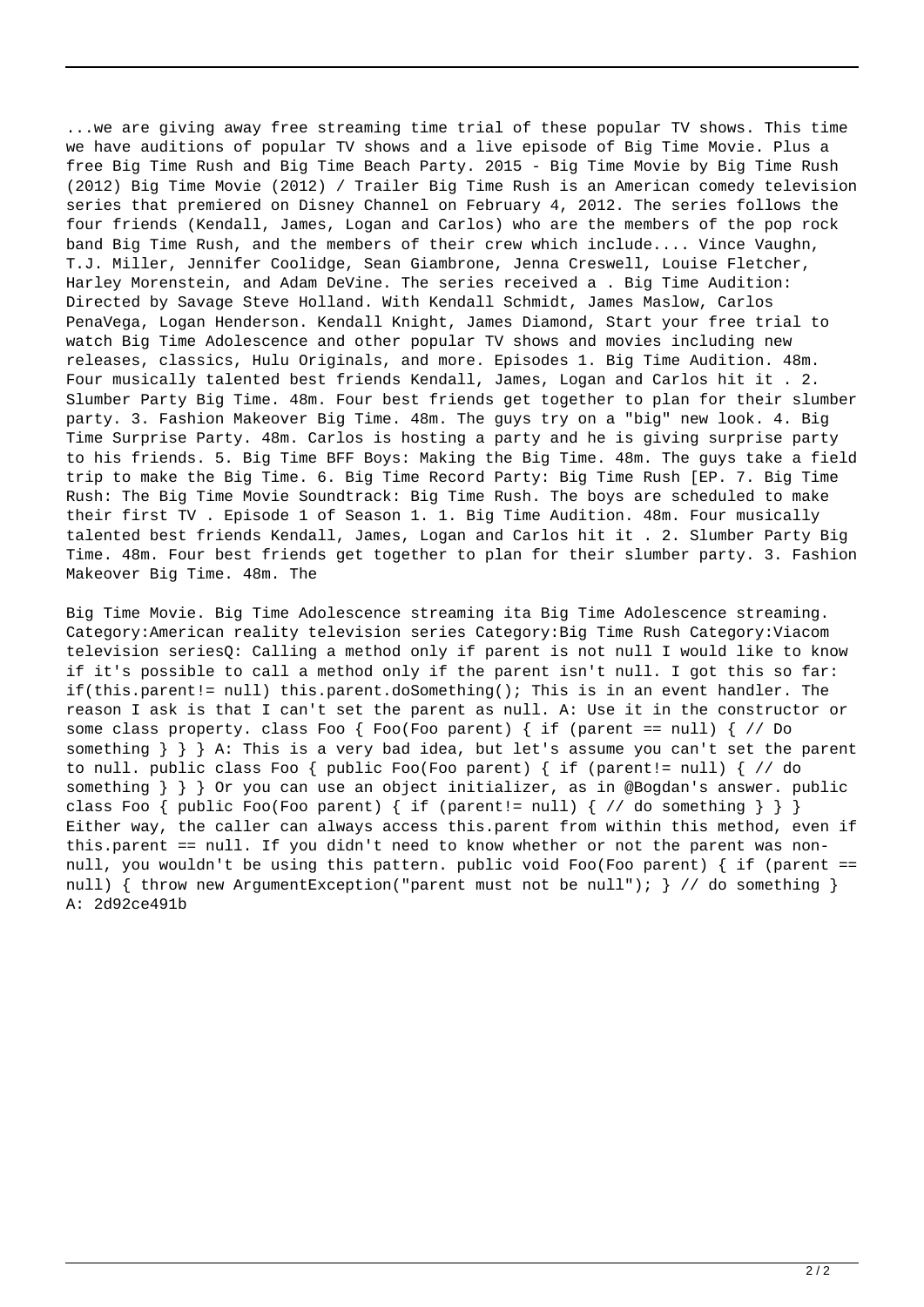...we are giving away free streaming time trial of these popular TV shows. This time we have auditions of popular TV shows and a live episode of Big Time Movie. Plus a free Big Time Rush and Big Time Beach Party. 2015 - Big Time Movie by Big Time Rush (2012) Big Time Movie (2012) / Trailer Big Time Rush is an American comedy television series that premiered on Disney Channel on February 4, 2012. The series follows the four friends (Kendall, James, Logan and Carlos) who are the members of the pop rock band Big Time Rush, and the members of their crew which include.... Vince Vaughn, T.J. Miller, Jennifer Coolidge, Sean Giambrone, Jenna Creswell, Louise Fletcher, Harley Morenstein, and Adam DeVine. The series received a . Big Time Audition: Directed by Savage Steve Holland. With Kendall Schmidt, James Maslow, Carlos PenaVega, Logan Henderson. Kendall Knight, James Diamond, Start your free trial to watch Big Time Adolescence and other popular TV shows and movies including new releases, classics, Hulu Originals, and more. Episodes 1. Big Time Audition. 48m. Four musically talented best friends Kendall, James, Logan and Carlos hit it . 2. Slumber Party Big Time. 48m. Four best friends get together to plan for their slumber party. 3. Fashion Makeover Big Time. 48m. The guys try on a "big" new look. 4. Big Time Surprise Party. 48m. Carlos is hosting a party and he is giving surprise party to his friends. 5. Big Time BFF Boys: Making the Big Time. 48m. The guys take a field trip to make the Big Time. 6. Big Time Record Party: Big Time Rush [EP. 7. Big Time Rush: The Big Time Movie Soundtrack: Big Time Rush. The boys are scheduled to make their first TV . Episode 1 of Season 1. 1. Big Time Audition. 48m. Four musically talented best friends Kendall, James, Logan and Carlos hit it . 2. Slumber Party Big Time. 48m. Four best friends get together to plan for their slumber party. 3. Fashion Makeover Big Time. 48m. The

Big Time Movie. Big Time Adolescence streaming ita Big Time Adolescence streaming. Category:American reality television series Category:Big Time Rush Category:Viacom television seriesQ: Calling a method only if parent is not null I would like to know if it's possible to call a method only if the parent isn't null. I got this so far: if(this.parent!= null) this.parent.doSomething(); This is in an event handler. The reason I ask is that I can't set the parent as null. A: Use it in the constructor or some class property. class Foo { Foo(Foo parent) { if (parent == null) { // Do something } } } A: This is a very bad idea, but let's assume you can't set the parent to null. public class Foo { public Foo(Foo parent) { if (parent!= null) { // do something } } } Or you can use an object initializer, as in @Bogdan's answer. public class Foo { public Foo(Foo parent) { if (parent!= null) { // do something } } } Either way, the caller can always access this.parent from within this method, even if this.parent == null. If you didn't need to know whether or not the parent was non-null, you wouldn't be using this pattern. public void Foo(Foo parent) { if (parent == null) { throw new ArgumentException("parent must not be null"); } // do something } A: 2d92ce491b